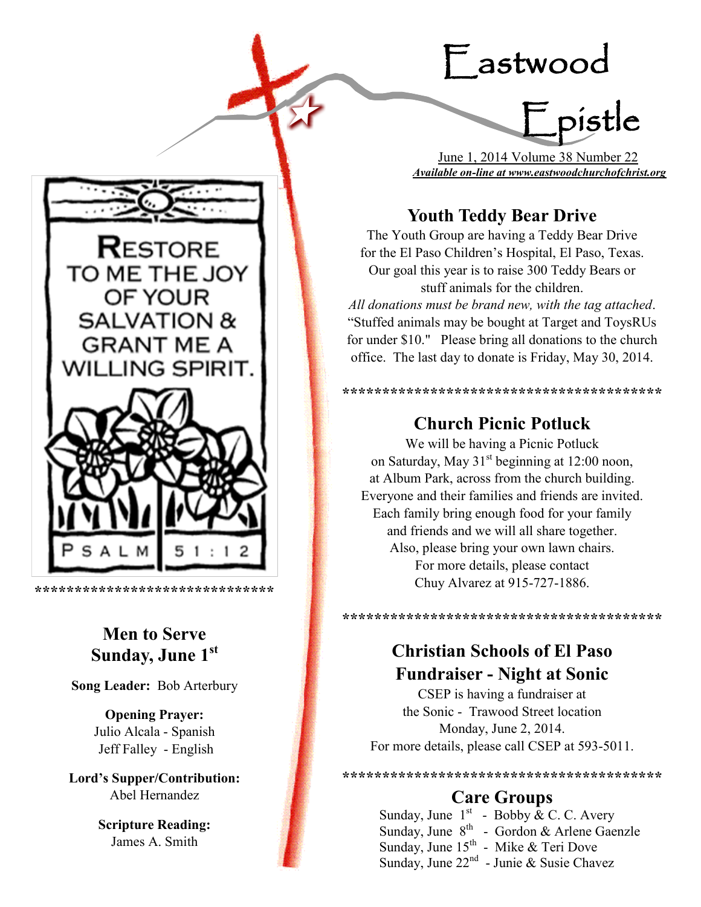# Eastwood Epistle

June 1, 2014 Volume 38 Number 22

***Available on-line at www.eastwoodchurchofchrist.org***

RESTORE TO ME THE JOY OF YOUR SALVATION & GRANT ME A WILLING SPIRIT.

PSALM 51:12

*****************************

## Men to Serve Sunday, June 1st

**Song Leader:** Bob Arterbury

**Opening Prayer:**
Julio Alcala - Spanish
Jeff Falley - English

**Lord's Supper/Contribution:**
Abel Hernandez

**Scripture Reading:**
James A. Smith

## Youth Teddy Bear Drive

The Youth Group are having a Teddy Bear Drive for the El Paso Children's Hospital, El Paso, Texas. Our goal this year is to raise 300 Teddy Bears or stuff animals for the children.
*All donations must be brand new, with the tag attached*.
"Stuffed animals may be bought at Target and ToysRUs for under $10." Please bring all donations to the church office. The last day to donate is Friday, May 30, 2014.

***************************************

## Church Picnic Potluck

We will be having a Picnic Potluck on Saturday, May 31st beginning at 12:00 noon, at Album Park, across from the church building. Everyone and their families and friends are invited. Each family bring enough food for your family and friends and we will all share together. Also, please bring your own lawn chairs. For more details, please contact Chuy Alvarez at 915-727-1886.

***************************************

## Christian Schools of El Paso Fundraiser - Night at Sonic

CSEP is having a fundraiser at the Sonic - Trawood Street location Monday, June 2, 2014.
For more details, please call CSEP at 593-5011.

***************************************

## Care Groups

Sunday, June 1st - Bobby & C. C. Avery
Sunday, June 8th - Gordon & Arlene Gaenzle
Sunday, June 15th - Mike & Teri Dove
Sunday, June 22nd - Junie & Susie Chavez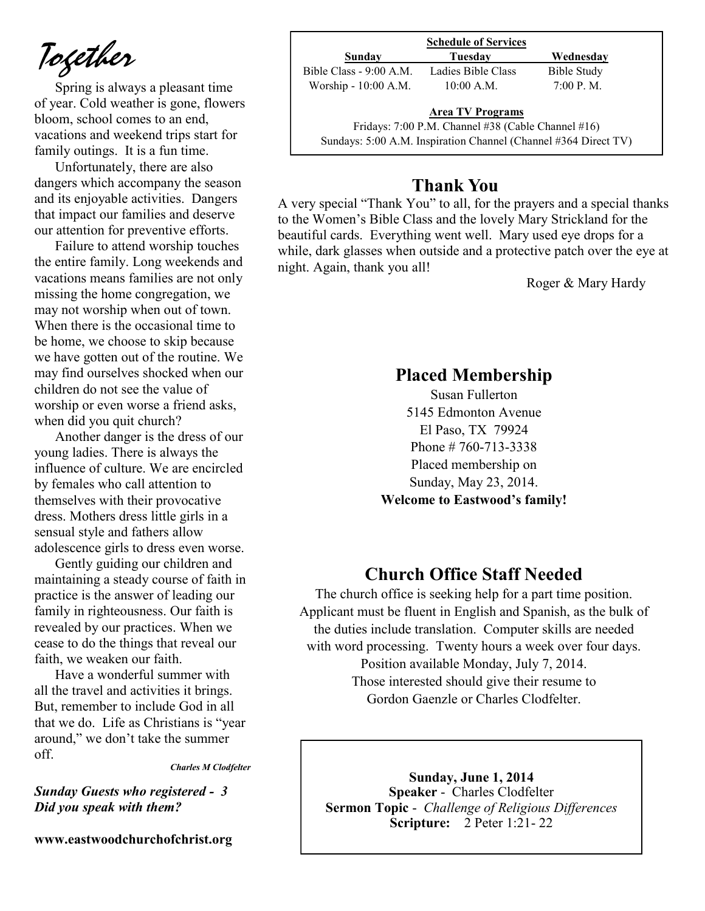# Together

Spring is always a pleasant time of year. Cold weather is gone, flowers bloom, school comes to an end, vacations and weekend trips start for family outings. It is a fun time.

Unfortunately, there are also dangers which accompany the season and its enjoyable activities. Dangers that impact our families and deserve our attention for preventive efforts.

Failure to attend worship touches the entire family. Long weekends and vacations means families are not only missing the home congregation, we may not worship when out of town. When there is the occasional time to be home, we choose to skip because we have gotten out of the routine. We may find ourselves shocked when our children do not see the value of worship or even worse a friend asks, when did you quit church?

Another danger is the dress of our young ladies. There is always the influence of culture. We are encircled by females who call attention to themselves with their provocative dress. Mothers dress little girls in a sensual style and fathers allow adolescence girls to dress even worse.

Gently guiding our children and maintaining a steady course of faith in practice is the answer of leading our family in righteousness. Our faith is revealed by our practices. When we cease to do the things that reveal our faith, we weaken our faith.

Have a wonderful summer with all the travel and activities it brings. But, remember to include God in all that we do. Life as Christians is "year around," we don't take the summer off.

***Charles M Clodfelter***

***Sunday Guests who registered - 3***
***Did you speak with them?***

**www.eastwoodchurchofchrist.org**

**Schedule of Services**

| Sunday | Tuesday | Wednesday |
|---|---|---|
| Bible Class - 9:00 A.M. | Ladies Bible Class | Bible Study |
| Worship - 10:00 A.M. | 10:00 A.M. | 7:00 P. M. |

**Area TV Programs**

Fridays: 7:00 P.M. Channel #38 (Cable Channel #16)
Sundays: 5:00 A.M. Inspiration Channel (Channel #364 Direct TV)

## Thank You

A very special "Thank You" to all, for the prayers and a special thanks to the Women's Bible Class and the lovely Mary Strickland for the beautiful cards. Everything went well. Mary used eye drops for a while, dark glasses when outside and a protective patch over the eye at night. Again, thank you all!

Roger & Mary Hardy

## Placed Membership

Susan Fullerton
5145 Edmonton Avenue
El Paso, TX 79924
Phone # 760-713-3338
Placed membership on
Sunday, May 23, 2014.
**Welcome to Eastwood's family!**

## Church Office Staff Needed

The church office is seeking help for a part time position. Applicant must be fluent in English and Spanish, as the bulk of the duties include translation. Computer skills are needed with word processing. Twenty hours a week over four days. Position available Monday, July 7, 2014. Those interested should give their resume to Gordon Gaenzle or Charles Clodfelter.

**Sunday, June 1, 2014**
**Speaker** - Charles Clodfelter
**Sermon Topic** - *Challenge of Religious Differences*
**Scripture:** 2 Peter 1:21- 22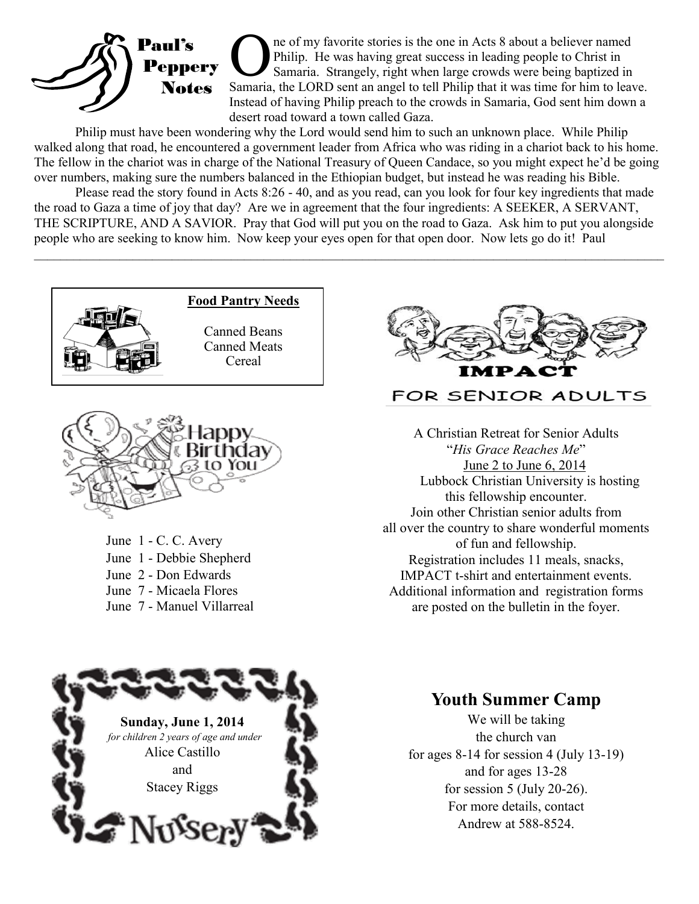## Paul's Peppery Notes

One of my favorite stories is the one in Acts 8 about a believer named Philip. He was having great success in leading people to Christ in Samaria. Strangely, right when large crowds were being baptized in Samaria, the LORD sent an angel to tell Philip that it was time for him to leave. Instead of having Philip preach to the crowds in Samaria, God sent him down a desert road toward a town called Gaza.

Philip must have been wondering why the Lord would send him to such an unknown place. While Philip walked along that road, he encountered a government leader from Africa who was riding in a chariot back to his home. The fellow in the chariot was in charge of the National Treasury of Queen Candace, so you might expect he'd be going over numbers, making sure the numbers balanced in the Ethiopian budget, but instead he was reading his Bible.

Please read the story found in Acts 8:26 - 40, and as you read, can you look for four key ingredients that made the road to Gaza a time of joy that day? Are we in agreement that the four ingredients: A SEEKER, A SERVANT, THE SCRIPTURE, AND A SAVIOR. Pray that God will put you on the road to Gaza. Ask him to put you alongside people who are seeking to know him. Now keep your eyes open for that open door. Now lets go do it! Paul

---

**Food Pantry Needs**

Canned Beans
Canned Meats
Cereal

## Happy Birthday to You

June 1 - C. C. Avery
June 1 - Debbie Shepherd
June 2 - Don Edwards
June 7 - Micaela Flores
June 7 - Manuel Villarreal

## IMPACT FOR SENIOR ADULTS

A Christian Retreat for Senior Adults
"*His Grace Reaches Me*"
June 2 to June 6, 2014
Lubbock Christian University is hosting this fellowship encounter.
Join other Christian senior adults from all over the country to share wonderful moments of fun and fellowship.
Registration includes 11 meals, snacks, IMPACT t-shirt and entertainment events.
Additional information and registration forms are posted on the bulletin in the foyer.

## Nursery

**Sunday, June 1, 2014**
*for children 2 years of age and under*
Alice Castillo
and
Stacey Riggs

## Youth Summer Camp

We will be taking the church van for ages 8-14 for session 4 (July 13-19) and for ages 13-28 for session 5 (July 20-26).
For more details, contact Andrew at 588-8524.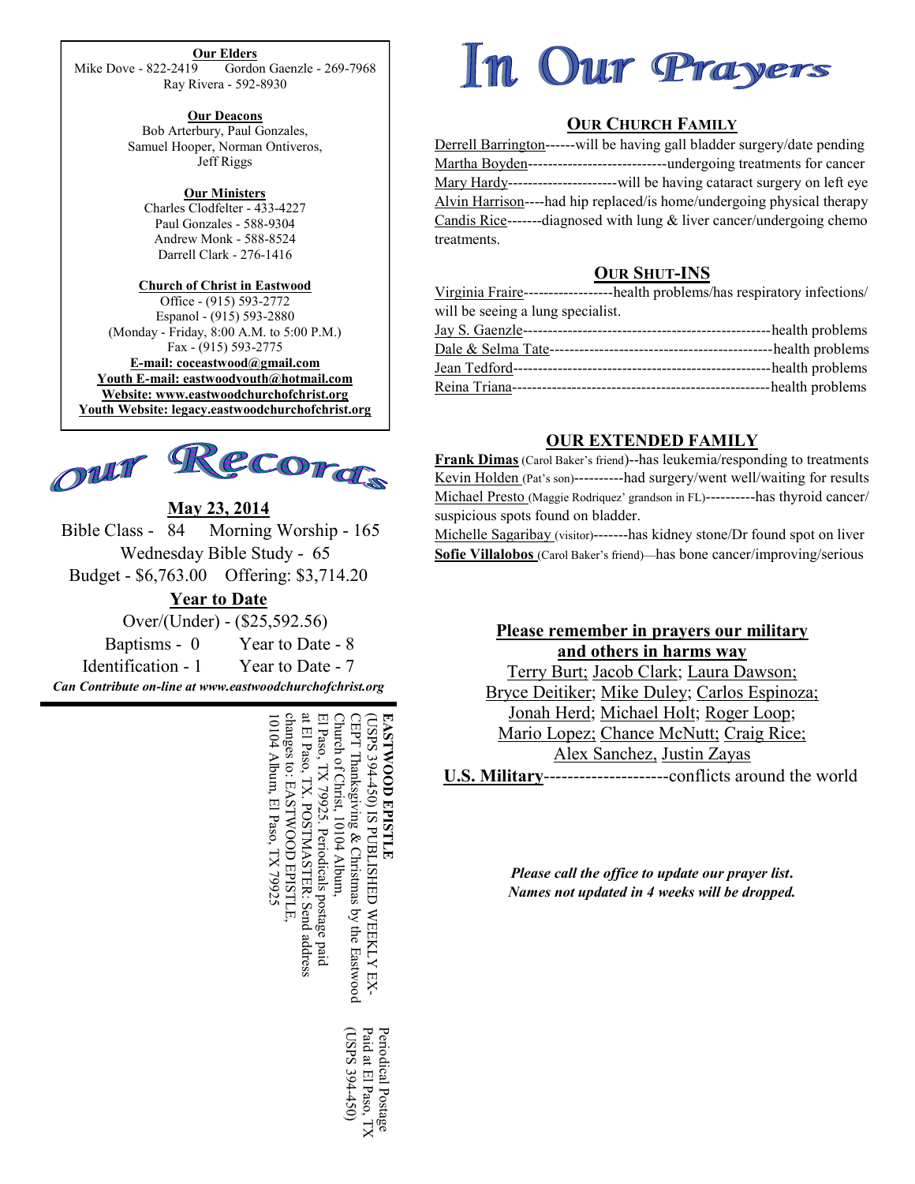**Our Elders**

Mike Dove - 822-2419    Gordon Gaenzle - 269-7968
Ray Rivera - 592-8930

**Our Deacons**

Bob Arterbury, Paul Gonzales,
Samuel Hooper, Norman Ontiveros,
Jeff Riggs

**Our Ministers**

Charles Clodfelter - 433-4227
Paul Gonzales - 588-9304
Andrew Monk - 588-8524
Darrell Clark - 276-1416

**Church of Christ in Eastwood**

Office - (915) 593-2772
Espanol - (915) 593-2880
(Monday - Friday, 8:00 A.M. to 5:00 P.M.)
Fax - (915) 593-2775

**E-mail: coceastwood@gmail.com**
**Youth E-mail: eastwoodyouth@hotmail.com**
**Website: www.eastwoodchurchofchrist.org**
**Youth Website: legacy.eastwoodchurchofchrist.org**

# Our Records

**May 23, 2014**

Bible Class - 84    Morning Worship - 165
Wednesday Bible Study - 65
Budget - $6,763.00    Offering: $3,714.20

**Year to Date**

Over/(Under) - ($25,592.56)
Baptisms - 0    Year to Date - 8
Identification - 1    Year to Date - 7

***Can Contribute on-line at www.eastwoodchurchofchrist.org***

**EASTWOOD EPISTLE** (USPS 394-450) IS PUBLISHED WEEKLY EXCEPT Thanksgiving & Christmas by the Eastwood Church of Christ, 10104 Album, El Paso, TX 79925. Periodicals postage paid at El Paso, TX. POSTMASTER: Send address changes to: EASTWOOD EPISTLE, 10104 Album, El Paso, TX 79925

Periodical Postage
Paid at El Paso, TX
(USPS 394-450)

# In Our Prayers

## Our Church Family

Derrell Barrington------will be having gall bladder surgery/date pending
Martha Boyden----------------------------undergoing treatments for cancer
Mary Hardy---------------------will be having cataract surgery on left eye
Alvin Harrison----had hip replaced/is home/undergoing physical therapy
Candis Rice-------diagnosed with lung & liver cancer/undergoing chemo treatments.

## Our Shut-Ins

Virginia Fraire-----------------health problems/has respiratory infections/ will be seeing a lung specialist.
Jay S. Gaenzle-----------------------------------------------health problems
Dale & Selma Tate-------------------------------------------health problems
Jean Tedford-------------------------------------------------health problems
Reina Triana-------------------------------------------------health problems

## OUR EXTENDED FAMILY

**Frank Dimas** (Carol Baker's friend)--has leukemia/responding to treatments
Kevin Holden (Pat's son)----------had surgery/went well/waiting for results
Michael Presto (Maggie Rodriquez' grandson in FL)----------has thyroid cancer/ suspicious spots found on bladder.
Michelle Sagaribay (visitor)-------has kidney stone/Dr found spot on liver
**Sofie Villalobos** (Carol Baker's friend)—has bone cancer/improving/serious

**Please remember in prayers our military and others in harms way**

Terry Burt; Jacob Clark; Laura Dawson;
Bryce Deitiker; Mike Duley; Carlos Espinoza;
Jonah Herd; Michael Holt; Roger Loop;
Mario Lopez; Chance McNutt; Craig Rice;
Alex Sanchez, Justin Zayas

**U.S. Military**--------------------conflicts around the world

***Please call the office to update our prayer list.***
***Names not updated in 4 weeks will be dropped.***